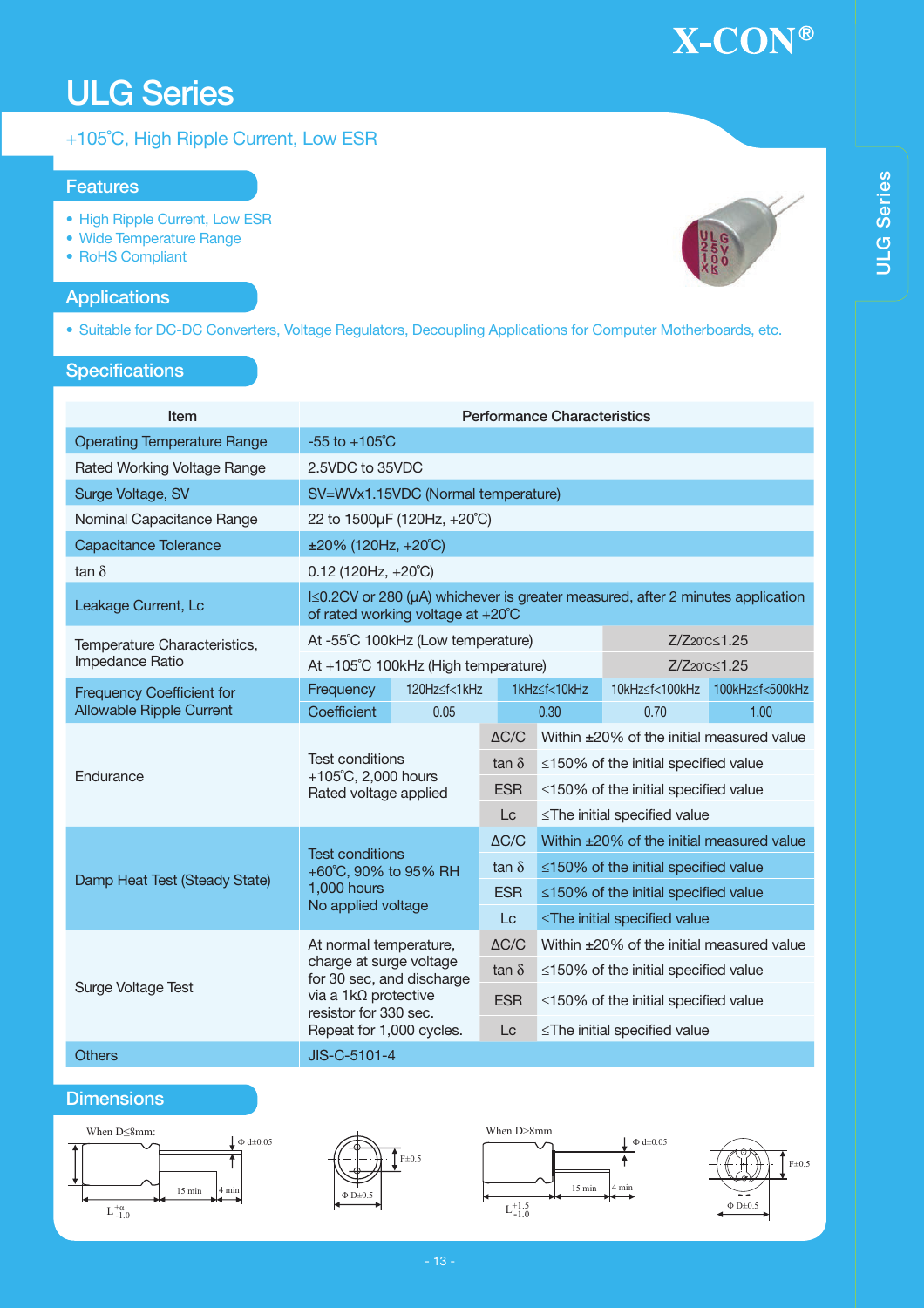# X-CON®

# ULG Series

+105˚C, High Ripple Current, Low ESR

## Features

- High Ripple Current, Low ESR
- Wide Temperature Range
- RoHS Compliant

## Applications

- Suitable for DC-DC Converters, Voltage Regulators, Decoupling Applications for Computer Motherboards, etc.

## Specifications

| Item | Performance Characteristics | | | | |
|---|---|---|---|---|---|
| Operating Temperature Range | -55 to +105˚C | | | | |
| Rated Working Voltage Range | 2.5VDC to 35VDC | | | | |
| Surge Voltage, SV | SV=WVx1.15VDC (Normal temperature) | | | | |
| Nominal Capacitance Range | 22 to 1500μF (120Hz, +20˚C) | | | | |
| Capacitance Tolerance | ±20% (120Hz, +20˚C) | | | | |
| tan δ | 0.12 (120Hz, +20˚C) | | | | |
| Leakage Current, Lc | I≤0.2CV or 280 (μA) whichever is greater measured, after 2 minutes application of rated working voltage at +20˚C | | | | |
| Temperature Characteristics, Impedance Ratio | At -55˚C 100kHz (Low temperature) | | | $Z/Z_{20^\circ C} \le 1.25$ | |
| | At +105˚C 100kHz (High temperature) | | | $Z/Z_{20^\circ C} \le 1.25$ | |
| Frequency Coefficient for Allowable Ripple Current | Frequency | 120Hz≤f<1kHz | 1kHz≤f<10kHz | 10kHz≤f<100kHz | 100kHz≤f<500kHz |
| | Coefficient | 0.05 | 0.30 | 0.70 | 1.00 |
| Endurance | Test conditions +105˚C, 2,000 hours Rated voltage applied | ΔC/C | Within ±20% of the initial measured value | | |
| | | tan δ | ≤150% of the initial specified value | | |
| | | ESR | ≤150% of the initial specified value | | |
| | | Lc | ≤The initial specified value | | |
| Damp Heat Test (Steady State) | Test conditions +60˚C, 90% to 95% RH 1,000 hours No applied voltage | ΔC/C | Within ±20% of the initial measured value | | |
| | | tan δ | ≤150% of the initial specified value | | |
| | | ESR | ≤150% of the initial specified value | | |
| | | Lc | ≤The initial specified value | | |
| Surge Voltage Test | At normal temperature, charge at surge voltage for 30 sec, and discharge via a 1kΩ protective resistor for 330 sec. Repeat for 1,000 cycles. | ΔC/C | Within ±20% of the initial measured value | | |
| | | tan δ | ≤150% of the initial specified value | | |
| | | ESR | ≤150% of the initial specified value | | |
| | | Lc | ≤The initial specified value | | |
| Others | JIS-C-5101-4 | | | | |

## Dimensions

When D≤8mm: Φ d±0.05, 15 min, 4 min, $L^{+\alpha}_{-1.0}$, F±0.5, Φ D±0.5

When D>8mm: Φ d±0.05, 15 min, 4 min, $L^{+1.5}_{-1.0}$, F±0.5, Φ D±0.5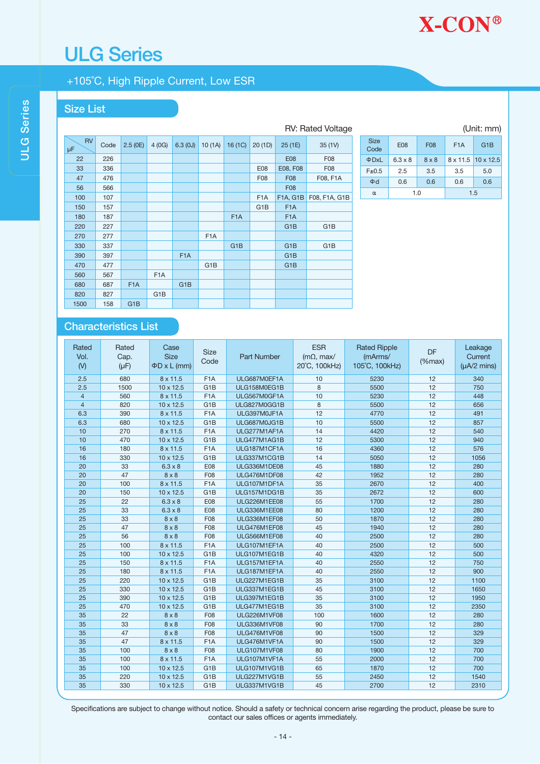# ULG Series

## +105℃, High Ripple Current, Low ESR

## Size List

RV: Rated Voltage

| RV / µF | Code | 2.5 (0E) | 4 (0G) | 6.3 (0J) | 10 (1A) | 16 (1C) | 20 (1D) | 25 (1E) | 35 (1V) |
|---|---|---|---|---|---|---|---|---|---|
| 22 | 226 | | | | | | | E08 | F08 |
| 33 | 336 | | | | | | E08 | E08, F08 | F08 |
| 47 | 476 | | | | | | F08 | F08 | F08, F1A |
| 56 | 566 | | | | | | | F08 | |
| 100 | 107 | | | | | | F1A | F1A, G1B | F08, F1A, G1B |
| 150 | 157 | | | | | | G1B | F1A | |
| 180 | 187 | | | | | F1A | | F1A | |
| 220 | 227 | | | | | | | G1B | G1B |
| 270 | 277 | | | | F1A | | | | |
| 330 | 337 | | | | | G1B | | G1B | G1B |
| 390 | 397 | | | F1A | | | | G1B | |
| 470 | 477 | | | | G1B | | | G1B | |
| 560 | 567 | | F1A | | | | | | |
| 680 | 687 | F1A | | G1B | | | | | |
| 820 | 827 | | G1B | | | | | | |
| 1500 | 158 | G1B | | | | | | | |

(Unit: mm)

| Size Code | E08 | F08 | F1A | G1B |
|---|---|---|---|---|
| ΦDxL | 6.3 x 8 | 8 x 8 | 8 x 11.5 | 10 x 12.5 |
| F±0.5 | 2.5 | 3.5 | 3.5 | 5.0 |
| Φd | 0.6 | 0.6 | 0.6 | 0.6 |
| α | 1.0 | | 1.5 | |

## Characteristics List

| Rated Vol. (V) | Rated Cap. (µF) | Case Size ΦD x L (mm) | Size Code | Part Number | ESR (mΩ, max/ 20℃, 100kHz) | Rated Ripple (mArms/ 105℃, 100kHz) | DF (%max) | Leakage Current (µA/2 mins) |
|---|---|---|---|---|---|---|---|---|
| 2.5 | 680 | 8 x 11.5 | F1A | ULG687M0EF1A | 10 | 5230 | 12 | 340 |
| 2.5 | 1500 | 10 x 12.5 | G1B | ULG158M0EG1B | 8 | 5500 | 12 | 750 |
| 4 | 560 | 8 x 11.5 | F1A | ULG567M0GF1A | 10 | 5230 | 12 | 448 |
| 4 | 820 | 10 x 12.5 | G1B | ULG827M0GG1B | 8 | 5500 | 12 | 656 |
| 6.3 | 390 | 8 x 11.5 | F1A | ULG397M0JF1A | 12 | 4770 | 12 | 491 |
| 6.3 | 680 | 10 x 12.5 | G1B | ULG687M0JG1B | 10 | 5500 | 12 | 857 |
| 10 | 270 | 8 x 11.5 | F1A | ULG277M1AF1A | 14 | 4420 | 12 | 540 |
| 10 | 470 | 10 x 12.5 | G1B | ULG477M1AG1B | 12 | 5300 | 12 | 940 |
| 16 | 180 | 8 x 11.5 | F1A | ULG187M1CF1A | 16 | 4360 | 12 | 576 |
| 16 | 330 | 10 x 12.5 | G1B | ULG337M1CG1B | 14 | 5050 | 12 | 1056 |
| 20 | 33 | 6.3 x 8 | E08 | ULG336M1DE08 | 45 | 1880 | 12 | 280 |
| 20 | 47 | 8 x 8 | F08 | ULG476M1DF08 | 42 | 1952 | 12 | 280 |
| 20 | 100 | 8 x 11.5 | F1A | ULG107M1DF1A | 35 | 2670 | 12 | 400 |
| 20 | 150 | 10 x 12.5 | G1B | ULG157M1DG1B | 35 | 2672 | 12 | 600 |
| 25 | 22 | 6.3 x 8 | E08 | ULG226M1EE08 | 55 | 1700 | 12 | 280 |
| 25 | 33 | 6.3 x 8 | E08 | ULG336M1EE08 | 80 | 1200 | 12 | 280 |
| 25 | 33 | 8 x 8 | F08 | ULG336M1EF08 | 50 | 1870 | 12 | 280 |
| 25 | 47 | 8 x 8 | F08 | ULG476M1EF08 | 45 | 1940 | 12 | 280 |
| 25 | 56 | 8 x 8 | F08 | ULG566M1EF08 | 40 | 2500 | 12 | 280 |
| 25 | 100 | 8 x 11.5 | F1A | ULG107M1EF1A | 40 | 2500 | 12 | 500 |
| 25 | 100 | 10 x 12.5 | G1B | ULG107M1EG1B | 40 | 4320 | 12 | 500 |
| 25 | 150 | 8 x 11.5 | F1A | ULG157M1EF1A | 40 | 2550 | 12 | 750 |
| 25 | 180 | 8 x 11.5 | F1A | ULG187M1EF1A | 40 | 2550 | 12 | 900 |
| 25 | 220 | 10 x 12.5 | G1B | ULG227M1EG1B | 35 | 3100 | 12 | 1100 |
| 25 | 330 | 10 x 12.5 | G1B | ULG337M1EG1B | 45 | 3100 | 12 | 1650 |
| 25 | 390 | 10 x 12.5 | G1B | ULG397M1EG1B | 35 | 3100 | 12 | 1950 |
| 25 | 470 | 10 x 12.5 | G1B | ULG477M1EG1B | 35 | 3100 | 12 | 2350 |
| 35 | 22 | 8 x 8 | F08 | ULG226M1VF08 | 100 | 1600 | 12 | 280 |
| 35 | 33 | 8 x 8 | F08 | ULG336M1VF08 | 90 | 1700 | 12 | 280 |
| 35 | 47 | 8 x 8 | F08 | ULG476M1VF08 | 90 | 1500 | 12 | 329 |
| 35 | 47 | 8 x 11.5 | F1A | ULG476M1VF1A | 90 | 1500 | 12 | 329 |
| 35 | 100 | 8 x 8 | F08 | ULG107M1VF08 | 80 | 1900 | 12 | 700 |
| 35 | 100 | 8 x 11.5 | F1A | ULG107M1VF1A | 55 | 2000 | 12 | 700 |
| 35 | 100 | 10 x 12.5 | G1B | ULG107M1VG1B | 65 | 1870 | 12 | 700 |
| 35 | 220 | 10 x 12.5 | G1B | ULG227M1VG1B | 55 | 2450 | 12 | 1540 |
| 35 | 330 | 10 x 12.5 | G1B | ULG337M1VG1B | 45 | 2700 | 12 | 2310 |

Specifications are subject to change without notice. Should a safety or technical concern arise regarding the product, please be sure to contact our sales offices or agents immediately.